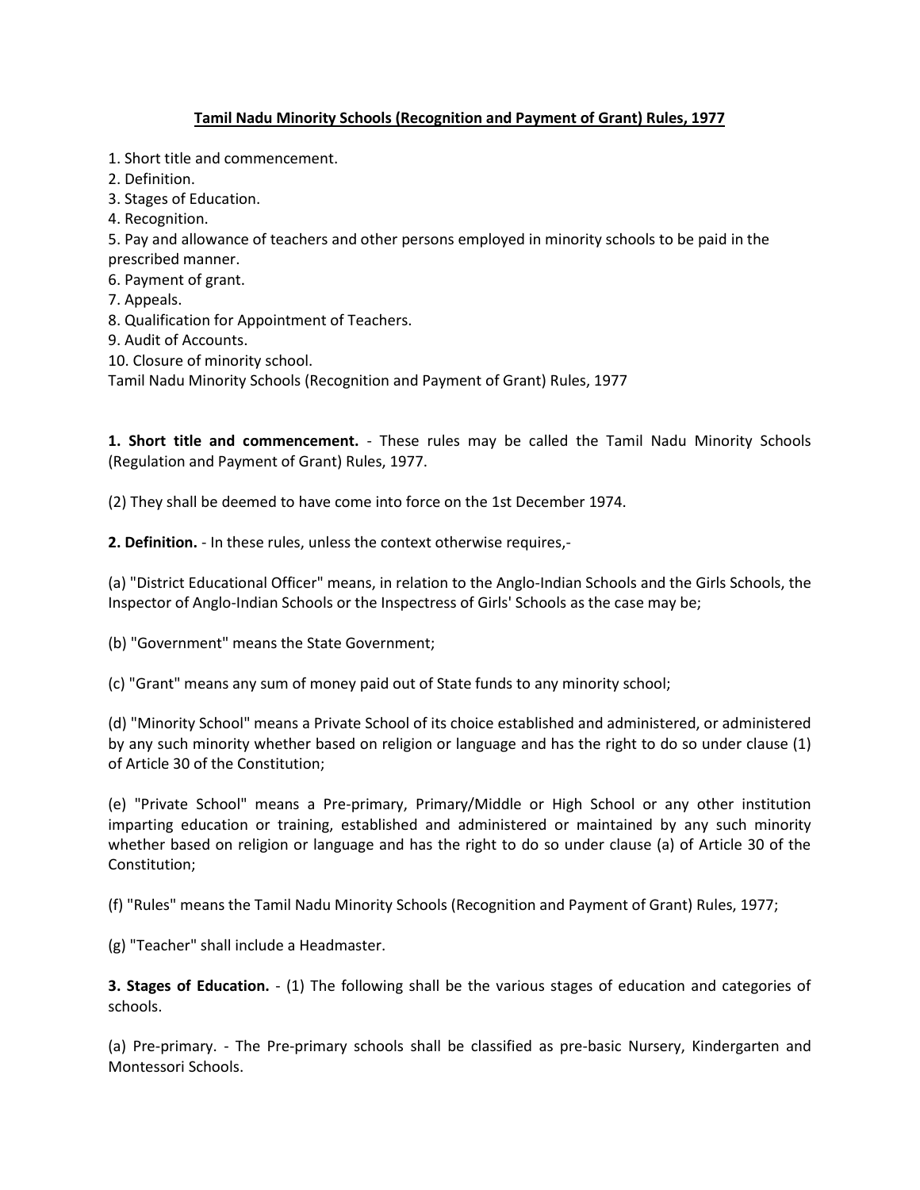# Tamil Nadu Minority Schools (Recognition and Payment of Grant) Rules, 1977

1. Short title and commencement.
2. Definition.
3. Stages of Education.
4. Recognition.
5. Pay and allowance of teachers and other persons employed in minority schools to be paid in the prescribed manner.
6. Payment of grant.
7. Appeals.
8. Qualification for Appointment of Teachers.
9. Audit of Accounts.
10. Closure of minority school.

Tamil Nadu Minority Schools (Recognition and Payment of Grant) Rules, 1977

**1. Short title and commencement.** - These rules may be called the Tamil Nadu Minority Schools (Regulation and Payment of Grant) Rules, 1977.

(2) They shall be deemed to have come into force on the 1st December 1974.

**2. Definition.** - In these rules, unless the context otherwise requires,-

(a) "District Educational Officer" means, in relation to the Anglo-Indian Schools and the Girls Schools, the Inspector of Anglo-Indian Schools or the Inspectress of Girls' Schools as the case may be;

(b) "Government" means the State Government;

(c) "Grant" means any sum of money paid out of State funds to any minority school;

(d) "Minority School" means a Private School of its choice established and administered, or administered by any such minority whether based on religion or language and has the right to do so under clause (1) of Article 30 of the Constitution;

(e) "Private School" means a Pre-primary, Primary/Middle or High School or any other institution imparting education or training, established and administered or maintained by any such minority whether based on religion or language and has the right to do so under clause (a) of Article 30 of the Constitution;

(f) "Rules" means the Tamil Nadu Minority Schools (Recognition and Payment of Grant) Rules, 1977;

(g) "Teacher" shall include a Headmaster.

**3. Stages of Education.** - (1) The following shall be the various stages of education and categories of schools.

(a) Pre-primary. - The Pre-primary schools shall be classified as pre-basic Nursery, Kindergarten and Montessori Schools.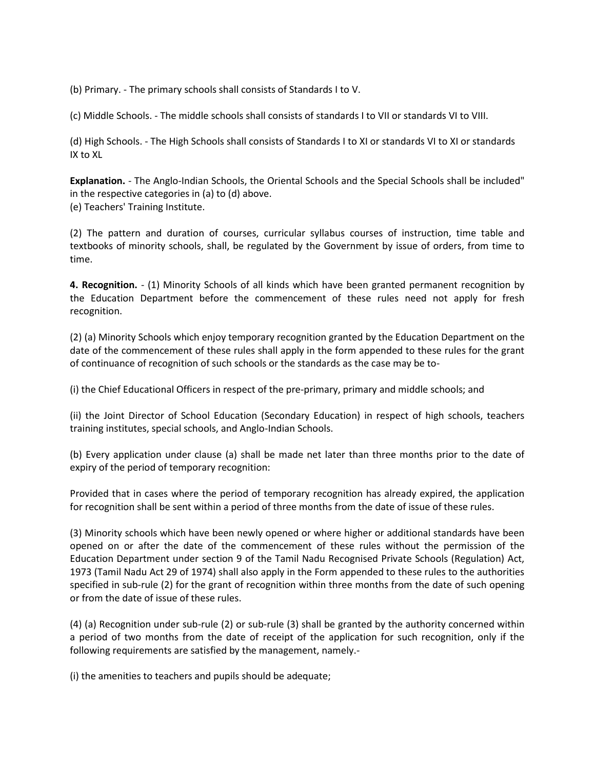(b) Primary. - The primary schools shall consists of Standards I to V.

(c) Middle Schools. - The middle schools shall consists of standards I to VII or standards VI to VIII.

(d) High Schools. - The High Schools shall consists of Standards I to XI or standards VI to XI or standards IX to XL

**Explanation.** - The Anglo-Indian Schools, the Oriental Schools and the Special Schools shall be included" in the respective categories in (a) to (d) above.
(e) Teachers' Training Institute.

(2) The pattern and duration of courses, curricular syllabus courses of instruction, time table and textbooks of minority schools, shall, be regulated by the Government by issue of orders, from time to time.

**4. Recognition.** - (1) Minority Schools of all kinds which have been granted permanent recognition by the Education Department before the commencement of these rules need not apply for fresh recognition.

(2) (a) Minority Schools which enjoy temporary recognition granted by the Education Department on the date of the commencement of these rules shall apply in the form appended to these rules for the grant of continuance of recognition of such schools or the standards as the case may be to-

(i) the Chief Educational Officers in respect of the pre-primary, primary and middle schools; and

(ii) the Joint Director of School Education (Secondary Education) in respect of high schools, teachers training institutes, special schools, and Anglo-Indian Schools.

(b) Every application under clause (a) shall be made net later than three months prior to the date of expiry of the period of temporary recognition:

Provided that in cases where the period of temporary recognition has already expired, the application for recognition shall be sent within a period of three months from the date of issue of these rules.

(3) Minority schools which have been newly opened or where higher or additional standards have been opened on or after the date of the commencement of these rules without the permission of the Education Department under section 9 of the Tamil Nadu Recognised Private Schools (Regulation) Act, 1973 (Tamil Nadu Act 29 of 1974) shall also apply in the Form appended to these rules to the authorities specified in sub-rule (2) for the grant of recognition within three months from the date of such opening or from the date of issue of these rules.

(4) (a) Recognition under sub-rule (2) or sub-rule (3) shall be granted by the authority concerned within a period of two months from the date of receipt of the application for such recognition, only if the following requirements are satisfied by the management, namely.-

(i) the amenities to teachers and pupils should be adequate;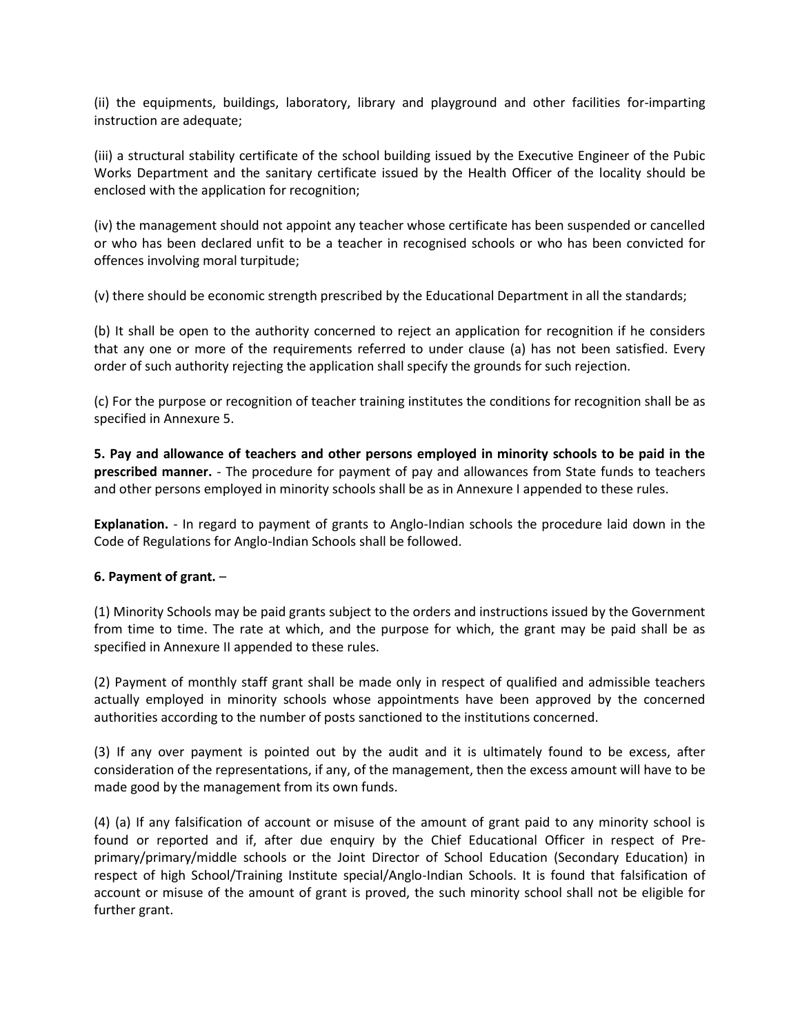(ii) the equipments, buildings, laboratory, library and playground and other facilities for-imparting instruction are adequate;

(iii) a structural stability certificate of the school building issued by the Executive Engineer of the Pubic Works Department and the sanitary certificate issued by the Health Officer of the locality should be enclosed with the application for recognition;

(iv) the management should not appoint any teacher whose certificate has been suspended or cancelled or who has been declared unfit to be a teacher in recognised schools or who has been convicted for offences involving moral turpitude;

(v) there should be economic strength prescribed by the Educational Department in all the standards;

(b) It shall be open to the authority concerned to reject an application for recognition if he considers that any one or more of the requirements referred to under clause (a) has not been satisfied. Every order of such authority rejecting the application shall specify the grounds for such rejection.

(c) For the purpose or recognition of teacher training institutes the conditions for recognition shall be as specified in Annexure 5.

**5. Pay and allowance of teachers and other persons employed in minority schools to be paid in the prescribed manner.** - The procedure for payment of pay and allowances from State funds to teachers and other persons employed in minority schools shall be as in Annexure I appended to these rules.

**Explanation.** - In regard to payment of grants to Anglo-Indian schools the procedure laid down in the Code of Regulations for Anglo-Indian Schools shall be followed.

**6. Payment of grant.** –

(1) Minority Schools may be paid grants subject to the orders and instructions issued by the Government from time to time. The rate at which, and the purpose for which, the grant may be paid shall be as specified in Annexure II appended to these rules.

(2) Payment of monthly staff grant shall be made only in respect of qualified and admissible teachers actually employed in minority schools whose appointments have been approved by the concerned authorities according to the number of posts sanctioned to the institutions concerned.

(3) If any over payment is pointed out by the audit and it is ultimately found to be excess, after consideration of the representations, if any, of the management, then the excess amount will have to be made good by the management from its own funds.

(4) (a) If any falsification of account or misuse of the amount of grant paid to any minority school is found or reported and if, after due enquiry by the Chief Educational Officer in respect of Pre-primary/primary/middle schools or the Joint Director of School Education (Secondary Education) in respect of high School/Training Institute special/Anglo-Indian Schools. It is found that falsification of account or misuse of the amount of grant is proved, the such minority school shall not be eligible for further grant.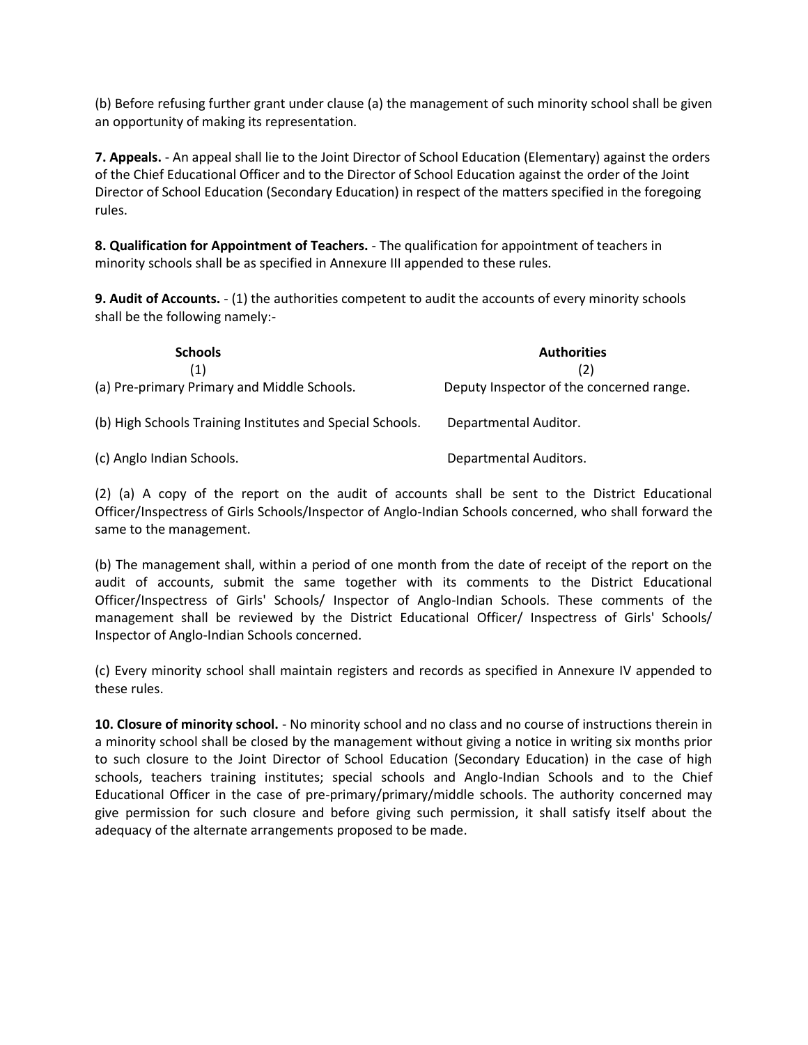(b) Before refusing further grant under clause (a) the management of such minority school shall be given an opportunity of making its representation.

**7. Appeals.** - An appeal shall lie to the Joint Director of School Education (Elementary) against the orders of the Chief Educational Officer and to the Director of School Education against the order of the Joint Director of School Education (Secondary Education) in respect of the matters specified in the foregoing rules.

**8. Qualification for Appointment of Teachers.** - The qualification for appointment of teachers in minority schools shall be as specified in Annexure III appended to these rules.

**9. Audit of Accounts.** - (1) the authorities competent to audit the accounts of every minority schools shall be the following namely:-

| **Schools** | **Authorities** |
|---|---|
| (1) | (2) |
| (a) Pre-primary Primary and Middle Schools. | Deputy Inspector of the concerned range. |
| (b) High Schools Training Institutes and Special Schools. | Departmental Auditor. |
| (c) Anglo Indian Schools. | Departmental Auditors. |

(2) (a) A copy of the report on the audit of accounts shall be sent to the District Educational Officer/Inspectress of Girls Schools/Inspector of Anglo-Indian Schools concerned, who shall forward the same to the management.

(b) The management shall, within a period of one month from the date of receipt of the report on the audit of accounts, submit the same together with its comments to the District Educational Officer/Inspectress of Girls' Schools/ Inspector of Anglo-Indian Schools. These comments of the management shall be reviewed by the District Educational Officer/ Inspectress of Girls' Schools/ Inspector of Anglo-Indian Schools concerned.

(c) Every minority school shall maintain registers and records as specified in Annexure IV appended to these rules.

**10. Closure of minority school.** - No minority school and no class and no course of instructions therein in a minority school shall be closed by the management without giving a notice in writing six months prior to such closure to the Joint Director of School Education (Secondary Education) in the case of high schools, teachers training institutes; special schools and Anglo-Indian Schools and to the Chief Educational Officer in the case of pre-primary/primary/middle schools. The authority concerned may give permission for such closure and before giving such permission, it shall satisfy itself about the adequacy of the alternate arrangements proposed to be made.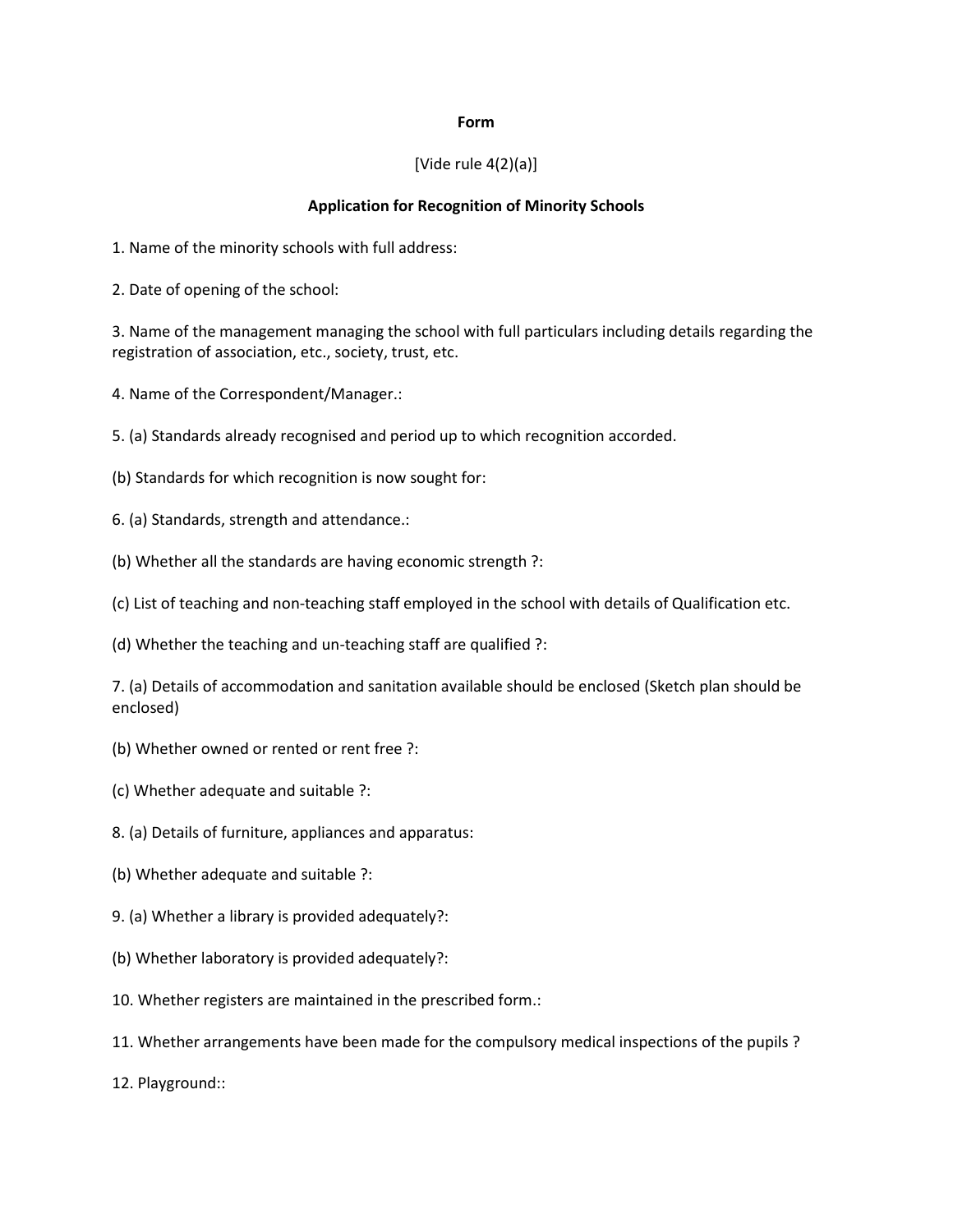**Form**

[Vide rule 4(2)(a)]

**Application for Recognition of Minority Schools**

1. Name of the minority schools with full address:

2. Date of opening of the school:

3. Name of the management managing the school with full particulars including details regarding the registration of association, etc., society, trust, etc.

4. Name of the Correspondent/Manager.:

5. (a) Standards already recognised and period up to which recognition accorded.

(b) Standards for which recognition is now sought for:

6. (a) Standards, strength and attendance.:

(b) Whether all the standards are having economic strength ?:

(c) List of teaching and non-teaching staff employed in the school with details of Qualification etc.

(d) Whether the teaching and un-teaching staff are qualified ?:

7. (a) Details of accommodation and sanitation available should be enclosed (Sketch plan should be enclosed)

(b) Whether owned or rented or rent free ?:

(c) Whether adequate and suitable ?:

8. (a) Details of furniture, appliances and apparatus:

(b) Whether adequate and suitable ?:

9. (a) Whether a library is provided adequately?:

(b) Whether laboratory is provided adequately?:

10. Whether registers are maintained in the prescribed form.:

11. Whether arrangements have been made for the compulsory medical inspections of the pupils ?

12. Playground::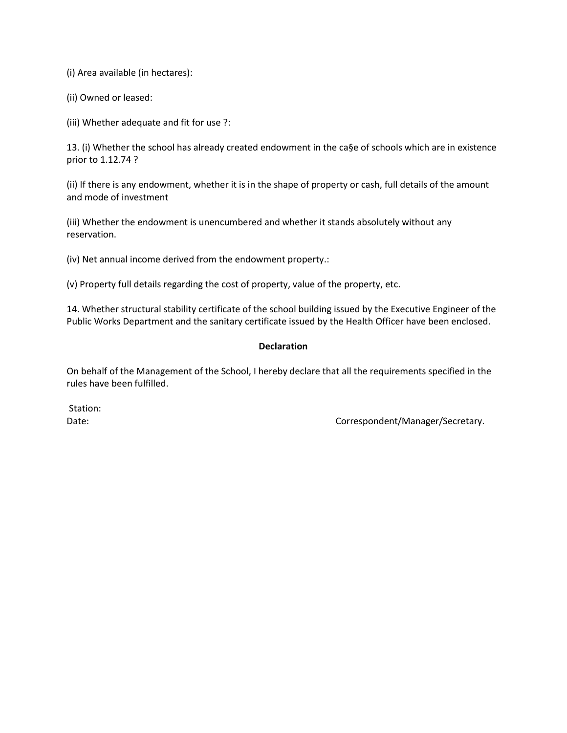(i) Area available (in hectares):

(ii) Owned or leased:

(iii) Whether adequate and fit for use ?:

13. (i) Whether the school has already created endowment in the ca§e of schools which are in existence prior to 1.12.74 ?

(ii) If there is any endowment, whether it is in the shape of property or cash, full details of the amount and mode of investment

(iii) Whether the endowment is unencumbered and whether it stands absolutely without any reservation.

(iv) Net annual income derived from the endowment property.:

(v) Property full details regarding the cost of property, value of the property, etc.

14. Whether structural stability certificate of the school building issued by the Executive Engineer of the Public Works Department and the sanitary certificate issued by the Health Officer have been enclosed.

**Declaration**

On behalf of the Management of the School, I hereby declare that all the requirements specified in the rules have been fulfilled.

Station:

Date: Correspondent/Manager/Secretary.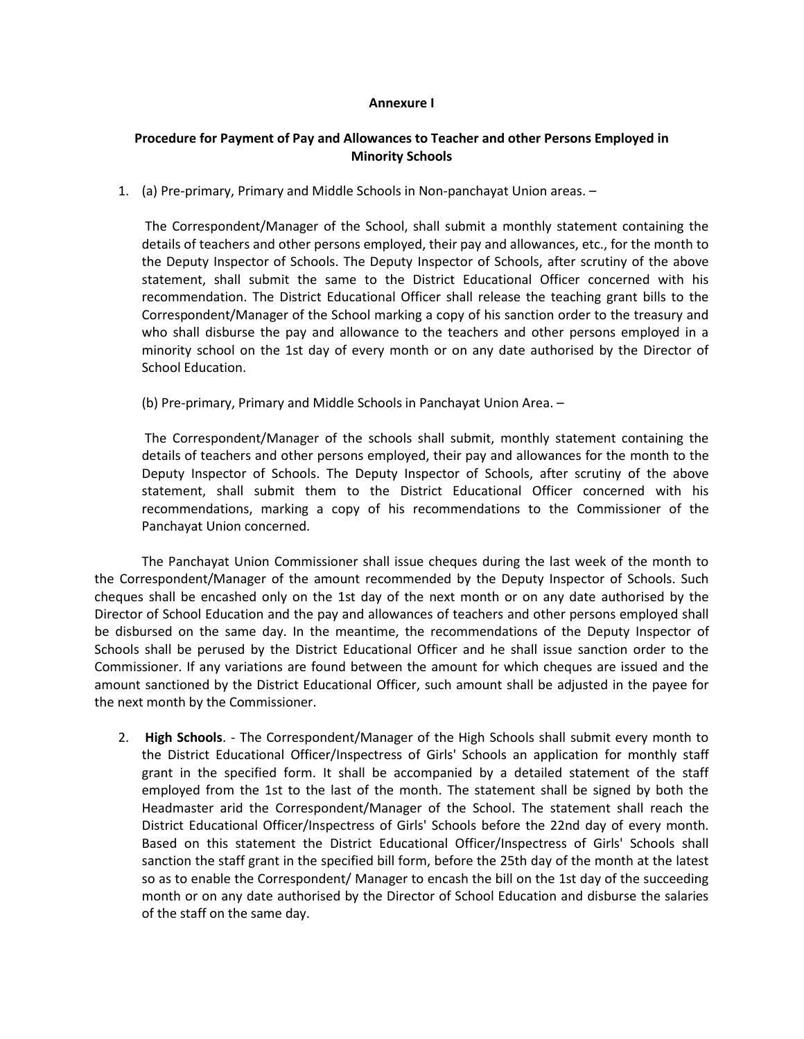**Annexure I**

**Procedure for Payment of Pay and Allowances to Teacher and other Persons Employed in Minority Schools**

1. (a) Pre-primary, Primary and Middle Schools in Non-panchayat Union areas. –

   The Correspondent/Manager of the School, shall submit a monthly statement containing the details of teachers and other persons employed, their pay and allowances, etc., for the month to the Deputy Inspector of Schools. The Deputy Inspector of Schools, after scrutiny of the above statement, shall submit the same to the District Educational Officer concerned with his recommendation. The District Educational Officer shall release the teaching grant bills to the Correspondent/Manager of the School marking a copy of his sanction order to the treasury and who shall disburse the pay and allowance to the teachers and other persons employed in a minority school on the 1st day of every month or on any date authorised by the Director of School Education.

   (b) Pre-primary, Primary and Middle Schools in Panchayat Union Area. –

   The Correspondent/Manager of the schools shall submit, monthly statement containing the details of teachers and other persons employed, their pay and allowances for the month to the Deputy Inspector of Schools. The Deputy Inspector of Schools, after scrutiny of the above statement, shall submit them to the District Educational Officer concerned with his recommendations, marking a copy of his recommendations to the Commissioner of the Panchayat Union concerned.

The Panchayat Union Commissioner shall issue cheques during the last week of the month to the Correspondent/Manager of the amount recommended by the Deputy Inspector of Schools. Such cheques shall be encashed only on the 1st day of the next month or on any date authorised by the Director of School Education and the pay and allowances of teachers and other persons employed shall be disbursed on the same day. In the meantime, the recommendations of the Deputy Inspector of Schools shall be perused by the District Educational Officer and he shall issue sanction order to the Commissioner. If any variations are found between the amount for which cheques are issued and the amount sanctioned by the District Educational Officer, such amount shall be adjusted in the payee for the next month by the Commissioner.

2. **High Schools**. - The Correspondent/Manager of the High Schools shall submit every month to the District Educational Officer/Inspectress of Girls' Schools an application for monthly staff grant in the specified form. It shall be accompanied by a detailed statement of the staff employed from the 1st to the last of the month. The statement shall be signed by both the Headmaster arid the Correspondent/Manager of the School. The statement shall reach the District Educational Officer/Inspectress of Girls' Schools before the 22nd day of every month. Based on this statement the District Educational Officer/Inspectress of Girls' Schools shall sanction the staff grant in the specified bill form, before the 25th day of the month at the latest so as to enable the Correspondent/ Manager to encash the bill on the 1st day of the succeeding month or on any date authorised by the Director of School Education and disburse the salaries of the staff on the same day.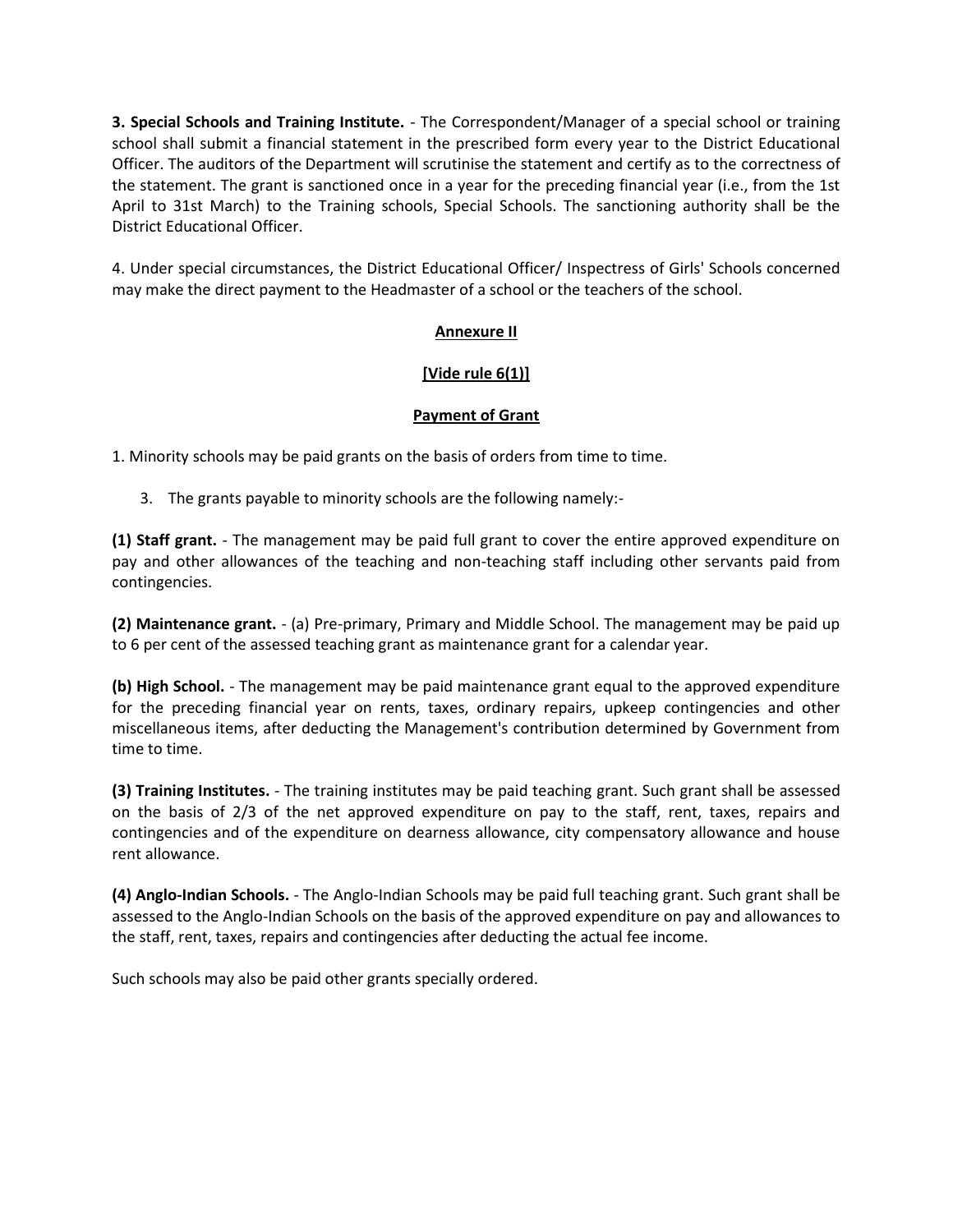**3. Special Schools and Training Institute.** - The Correspondent/Manager of a special school or training school shall submit a financial statement in the prescribed form every year to the District Educational Officer. The auditors of the Department will scrutinise the statement and certify as to the correctness of the statement. The grant is sanctioned once in a year for the preceding financial year (i.e., from the 1st April to 31st March) to the Training schools, Special Schools. The sanctioning authority shall be the District Educational Officer.

4. Under special circumstances, the District Educational Officer/ Inspectress of Girls' Schools concerned may make the direct payment to the Headmaster of a school or the teachers of the school.

**Annexure II**

**[Vide rule 6(1)]**

**Payment of Grant**

1. Minority schools may be paid grants on the basis of orders from time to time.

3. The grants payable to minority schools are the following namely:-

**(1) Staff grant.** - The management may be paid full grant to cover the entire approved expenditure on pay and other allowances of the teaching and non-teaching staff including other servants paid from contingencies.

**(2) Maintenance grant.** - (a) Pre-primary, Primary and Middle School. The management may be paid up to 6 per cent of the assessed teaching grant as maintenance grant for a calendar year.

**(b) High School.** - The management may be paid maintenance grant equal to the approved expenditure for the preceding financial year on rents, taxes, ordinary repairs, upkeep contingencies and other miscellaneous items, after deducting the Management's contribution determined by Government from time to time.

**(3) Training Institutes.** - The training institutes may be paid teaching grant. Such grant shall be assessed on the basis of 2/3 of the net approved expenditure on pay to the staff, rent, taxes, repairs and contingencies and of the expenditure on dearness allowance, city compensatory allowance and house rent allowance.

**(4) Anglo-Indian Schools.** - The Anglo-Indian Schools may be paid full teaching grant. Such grant shall be assessed to the Anglo-Indian Schools on the basis of the approved expenditure on pay and allowances to the staff, rent, taxes, repairs and contingencies after deducting the actual fee income.

Such schools may also be paid other grants specially ordered.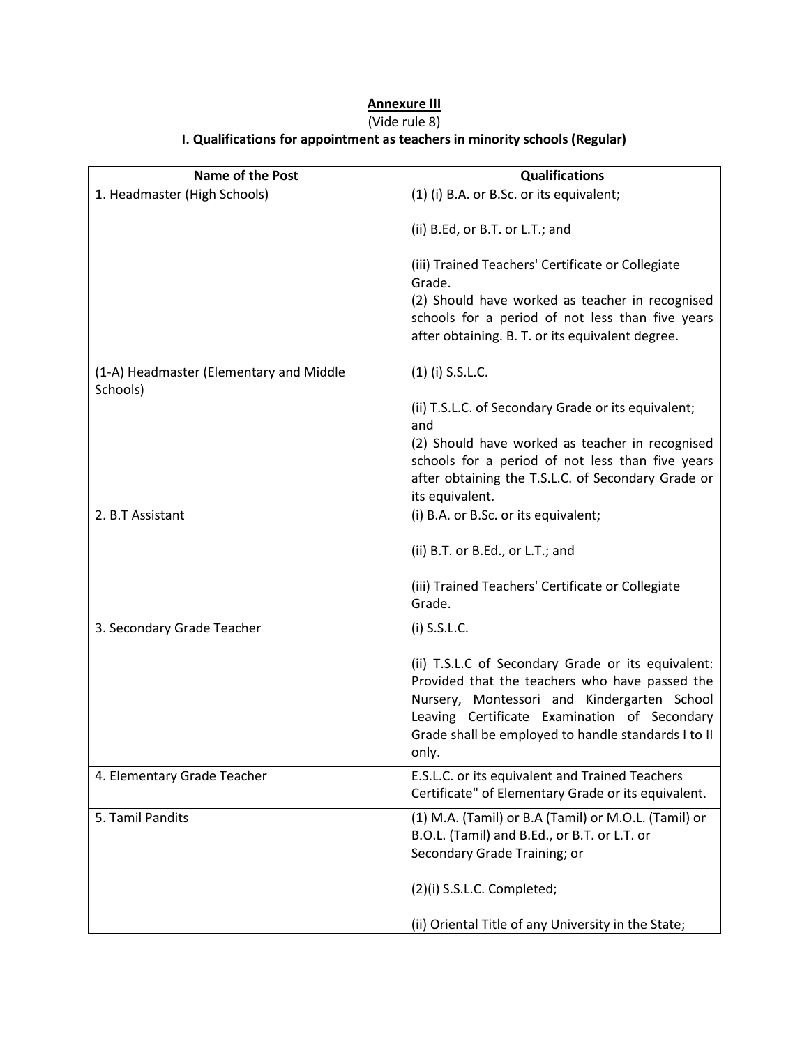**Annexure III**

(Vide rule 8)

**I. Qualifications for appointment as teachers in minority schools (Regular)**

| Name of the Post | Qualifications |
|---|---|
| 1. Headmaster (High Schools) | (1) (i) B.A. or B.Sc. or its equivalent;<br><br>(ii) B.Ed, or B.T. or L.T.; and<br><br>(iii) Trained Teachers' Certificate or Collegiate Grade.<br>(2) Should have worked as teacher in recognised schools for a period of not less than five years after obtaining. B. T. or its equivalent degree. |
| (1-A) Headmaster (Elementary and Middle Schools) | (1) (i) S.S.L.C.<br><br>(ii) T.S.L.C. of Secondary Grade or its equivalent; and<br>(2) Should have worked as teacher in recognised schools for a period of not less than five years after obtaining the T.S.L.C. of Secondary Grade or its equivalent. |
| 2. B.T Assistant | (i) B.A. or B.Sc. or its equivalent;<br><br>(ii) B.T. or B.Ed., or L.T.; and<br><br>(iii) Trained Teachers' Certificate or Collegiate Grade. |
| 3. Secondary Grade Teacher | (i) S.S.L.C.<br><br>(ii) T.S.L.C of Secondary Grade or its equivalent: Provided that the teachers who have passed the Nursery, Montessori and Kindergarten School Leaving Certificate Examination of Secondary Grade shall be employed to handle standards I to II only. |
| 4. Elementary Grade Teacher | E.S.L.C. or its equivalent and Trained Teachers Certificate" of Elementary Grade or its equivalent. |
| 5. Tamil Pandits | (1) M.A. (Tamil) or B.A (Tamil) or M.O.L. (Tamil) or B.O.L. (Tamil) and B.Ed., or B.T. or L.T. or Secondary Grade Training; or<br><br>(2)(i) S.S.L.C. Completed;<br><br>(ii) Oriental Title of any University in the State; |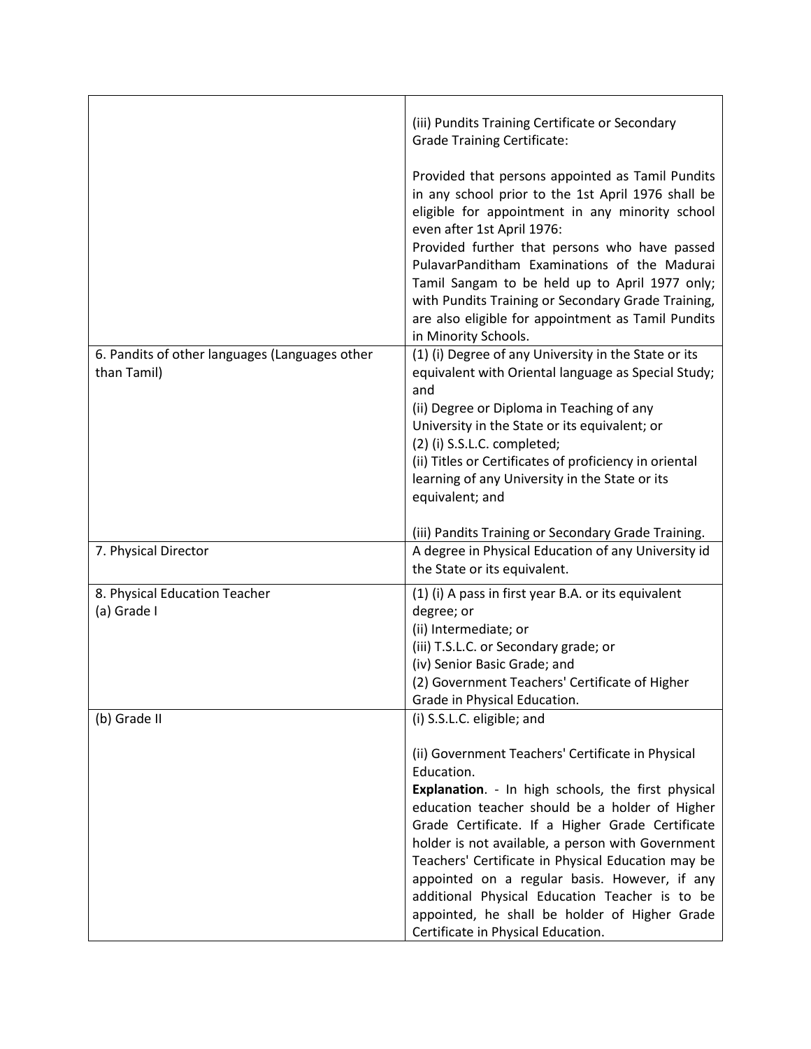| | |
|---|---|
| | (iii) Pundits Training Certificate or Secondary Grade Training Certificate:<br><br>Provided that persons appointed as Tamil Pundits in any school prior to the 1st April 1976 shall be eligible for appointment in any minority school even after 1st April 1976:<br>Provided further that persons who have passed PulavarPanditham Examinations of the Madurai Tamil Sangam to be held up to April 1977 only; with Pundits Training or Secondary Grade Training, are also eligible for appointment as Tamil Pundits in Minority Schools. |
| 6. Pandits of other languages (Languages other than Tamil) | (1) (i) Degree of any University in the State or its equivalent with Oriental language as Special Study; and<br>(ii) Degree or Diploma in Teaching of any University in the State or its equivalent; or<br>(2) (i) S.S.L.C. completed;<br>(ii) Titles or Certificates of proficiency in oriental learning of any University in the State or its equivalent; and<br><br>(iii) Pandits Training or Secondary Grade Training. |
| 7. Physical Director | A degree in Physical Education of any University id the State or its equivalent. |
| 8. Physical Education Teacher<br>(a) Grade I | (1) (i) A pass in first year B.A. or its equivalent degree; or<br>(ii) Intermediate; or<br>(iii) T.S.L.C. or Secondary grade; or<br>(iv) Senior Basic Grade; and<br>(2) Government Teachers' Certificate of Higher Grade in Physical Education. |
| (b) Grade II | (i) S.S.L.C. eligible; and<br><br>(ii) Government Teachers' Certificate in Physical Education.<br>**Explanation**. - In high schools, the first physical education teacher should be a holder of Higher Grade Certificate. If a Higher Grade Certificate holder is not available, a person with Government Teachers' Certificate in Physical Education may be appointed on a regular basis. However, if any additional Physical Education Teacher is to be appointed, he shall be holder of Higher Grade Certificate in Physical Education. |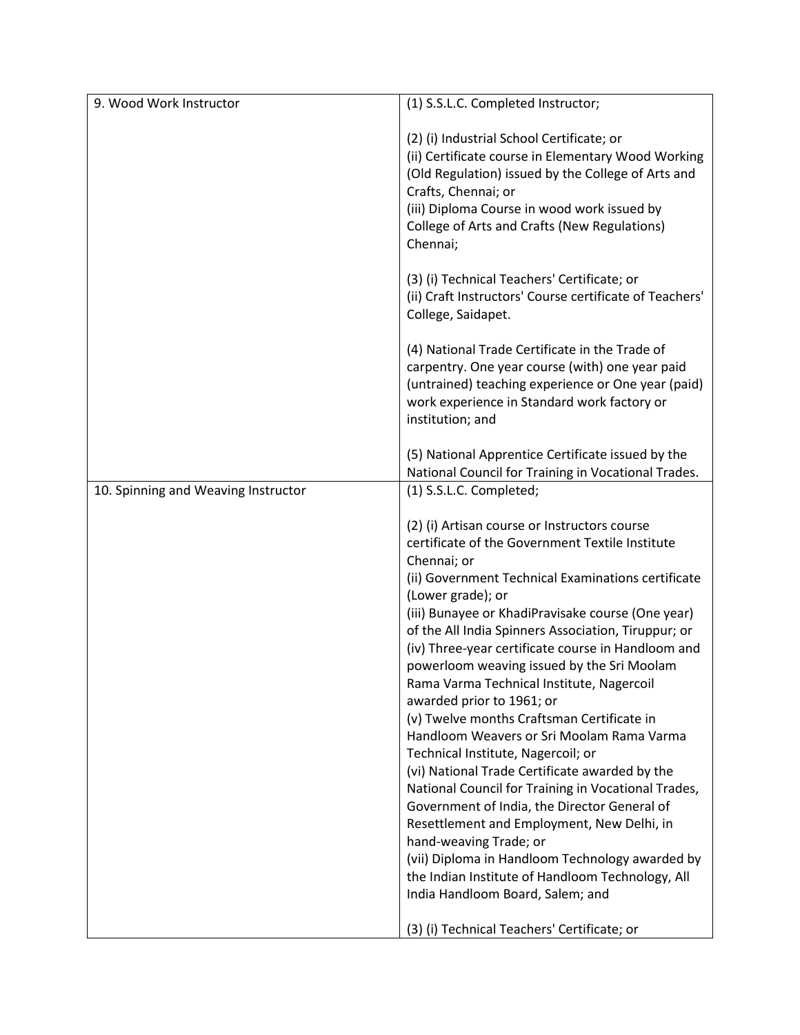| | |
|---|---|
| 9. Wood Work Instructor | (1) S.S.L.C. Completed Instructor;<br><br>(2) (i) Industrial School Certificate; or<br>(ii) Certificate course in Elementary Wood Working (Old Regulation) issued by the College of Arts and Crafts, Chennai; or<br>(iii) Diploma Course in wood work issued by College of Arts and Crafts (New Regulations) Chennai;<br><br>(3) (i) Technical Teachers' Certificate; or<br>(ii) Craft Instructors' Course certificate of Teachers' College, Saidapet.<br><br>(4) National Trade Certificate in the Trade of carpentry. One year course (with) one year paid (untrained) teaching experience or One year (paid) work experience in Standard work factory or institution; and<br><br>(5) National Apprentice Certificate issued by the National Council for Training in Vocational Trades. |
| 10. Spinning and Weaving Instructor | (1) S.S.L.C. Completed;<br><br>(2) (i) Artisan course or Instructors course certificate of the Government Textile Institute Chennai; or<br>(ii) Government Technical Examinations certificate (Lower grade); or<br>(iii) Bunayee or KhadiPravisake course (One year) of the All India Spinners Association, Tiruppur; or<br>(iv) Three-year certificate course in Handloom and powerloom weaving issued by the Sri Moolam Rama Varma Technical Institute, Nagercoil awarded prior to 1961; or<br>(v) Twelve months Craftsman Certificate in Handloom Weavers or Sri Moolam Rama Varma Technical Institute, Nagercoil; or<br>(vi) National Trade Certificate awarded by the National Council for Training in Vocational Trades, Government of India, the Director General of Resettlement and Employment, New Delhi, in hand-weaving Trade; or<br>(vii) Diploma in Handloom Technology awarded by the Indian Institute of Handloom Technology, All India Handloom Board, Salem; and<br><br>(3) (i) Technical Teachers' Certificate; or |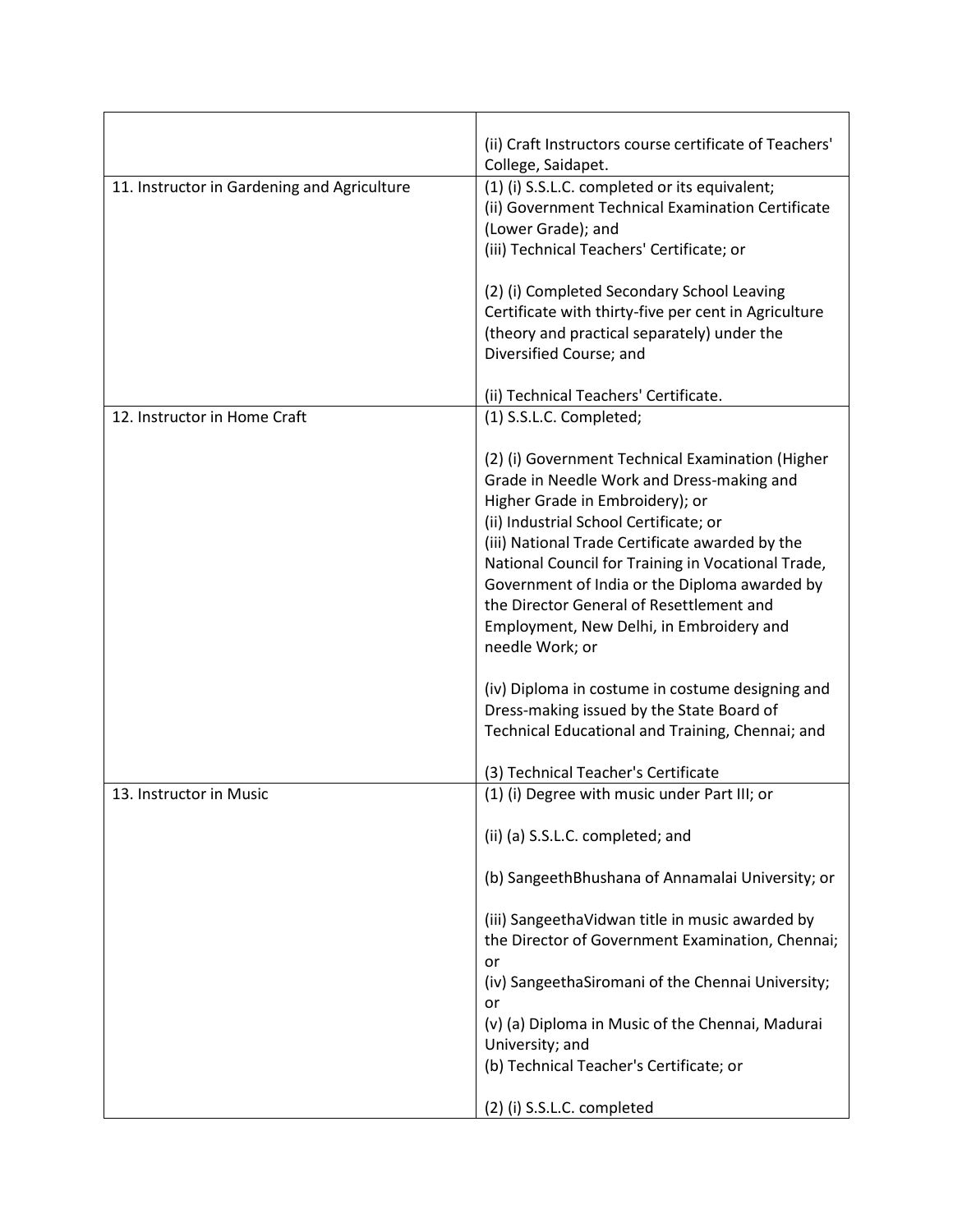| | |
|---|---|
| | (ii) Craft Instructors course certificate of Teachers' College, Saidapet. |
| 11. Instructor in Gardening and Agriculture | (1) (i) S.S.L.C. completed or its equivalent;<br>(ii) Government Technical Examination Certificate (Lower Grade); and<br>(iii) Technical Teachers' Certificate; or<br><br>(2) (i) Completed Secondary School Leaving Certificate with thirty-five per cent in Agriculture (theory and practical separately) under the Diversified Course; and<br><br>(ii) Technical Teachers' Certificate. |
| 12. Instructor in Home Craft | (1) S.S.L.C. Completed;<br><br>(2) (i) Government Technical Examination (Higher Grade in Needle Work and Dress-making and Higher Grade in Embroidery); or<br>(ii) Industrial School Certificate; or<br>(iii) National Trade Certificate awarded by the National Council for Training in Vocational Trade, Government of India or the Diploma awarded by the Director General of Resettlement and Employment, New Delhi, in Embroidery and needle Work; or<br><br>(iv) Diploma in costume in costume designing and Dress-making issued by the State Board of Technical Educational and Training, Chennai; and<br><br>(3) Technical Teacher's Certificate |
| 13. Instructor in Music | (1) (i) Degree with music under Part III; or<br><br>(ii) (a) S.S.L.C. completed; and<br><br>(b) SangeethBhushana of Annamalai University; or<br><br>(iii) SangeethaVidwan title in music awarded by the Director of Government Examination, Chennai; or<br>(iv) SangeethaSiromani of the Chennai University; or<br>(v) (a) Diploma in Music of the Chennai, Madurai University; and<br>(b) Technical Teacher's Certificate; or<br><br>(2) (i) S.S.L.C. completed |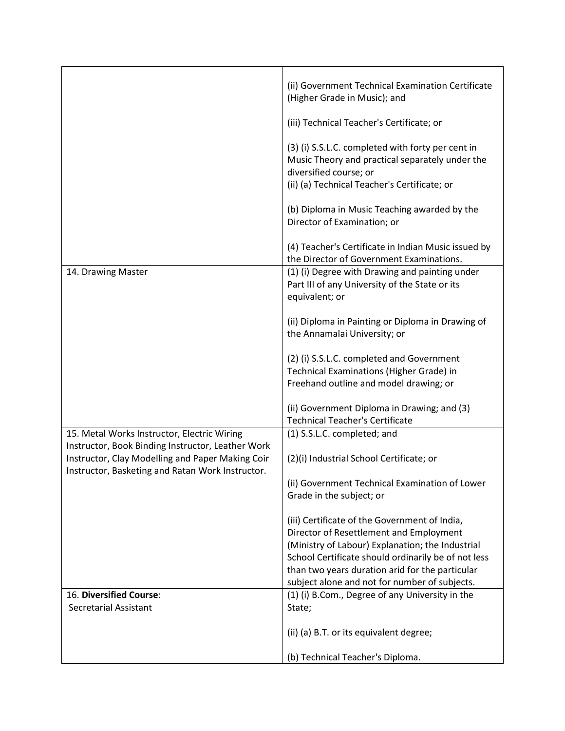| | |
|---|---|
| | (ii) Government Technical Examination Certificate (Higher Grade in Music); and<br><br>(iii) Technical Teacher's Certificate; or<br><br>(3) (i) S.S.L.C. completed with forty per cent in Music Theory and practical separately under the diversified course; or<br>(ii) (a) Technical Teacher's Certificate; or<br><br>(b) Diploma in Music Teaching awarded by the Director of Examination; or<br><br>(4) Teacher's Certificate in Indian Music issued by the Director of Government Examinations. |
| 14. Drawing Master | (1) (i) Degree with Drawing and painting under Part III of any University of the State or its equivalent; or<br><br>(ii) Diploma in Painting or Diploma in Drawing of the Annamalai University; or<br><br>(2) (i) S.S.L.C. completed and Government Technical Examinations (Higher Grade) in Freehand outline and model drawing; or<br><br>(ii) Government Diploma in Drawing; and (3) Technical Teacher's Certificate |
| 15. Metal Works Instructor, Electric Wiring Instructor, Book Binding Instructor, Leather Work Instructor, Clay Modelling and Paper Making Coir Instructor, Basketing and Ratan Work Instructor. | (1) S.S.L.C. completed; and<br><br>(2)(i) Industrial School Certificate; or<br><br>(ii) Government Technical Examination of Lower Grade in the subject; or<br><br>(iii) Certificate of the Government of India, Director of Resettlement and Employment (Ministry of Labour) Explanation; the Industrial School Certificate should ordinarily be of not less than two years duration arid for the particular subject alone and not for number of subjects. |
| 16. **Diversified Course**:<br>Secretarial Assistant | (1) (i) B.Com., Degree of any University in the State;<br><br>(ii) (a) B.T. or its equivalent degree;<br><br>(b) Technical Teacher's Diploma. |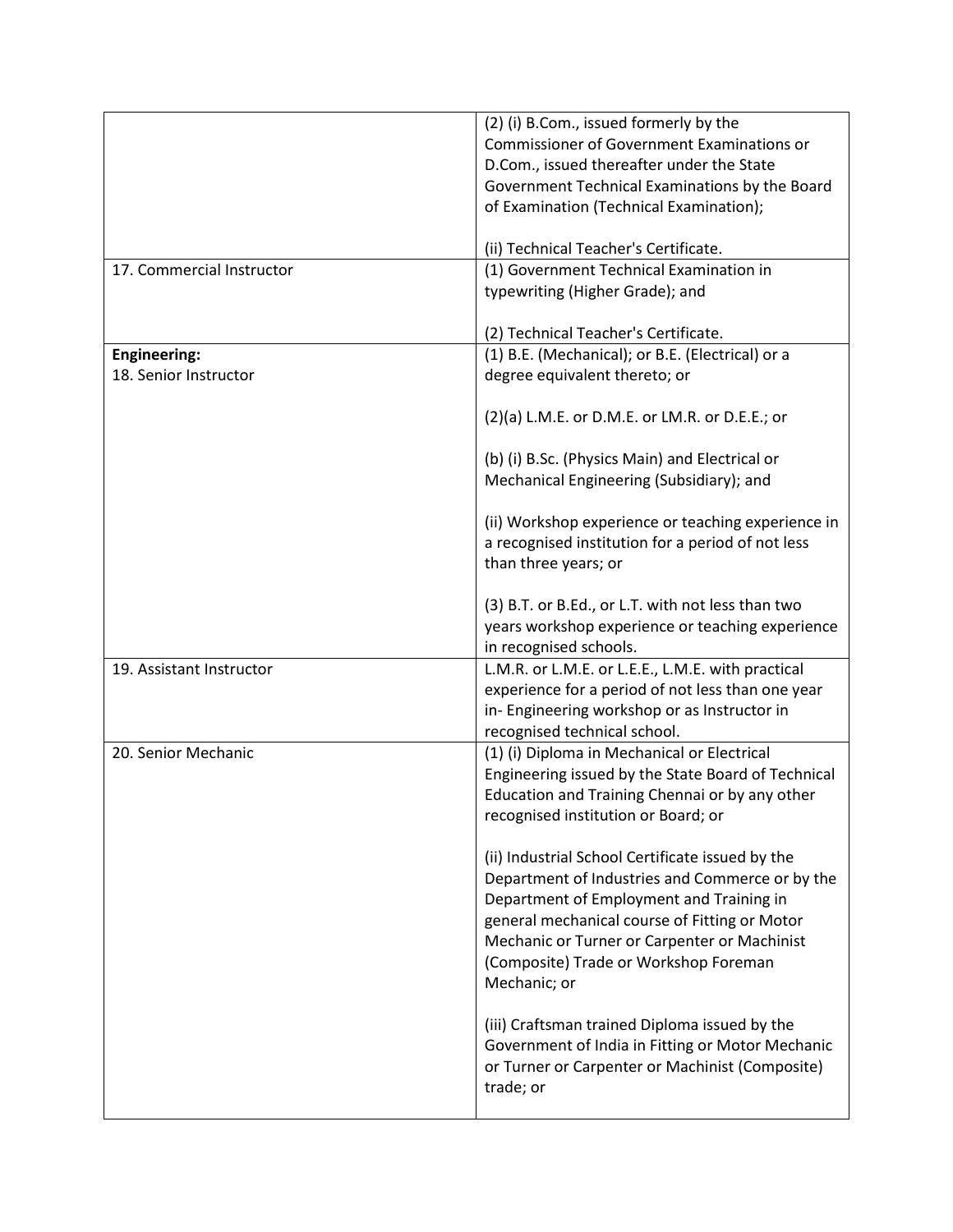| | |
|---|---|
| | (2) (i) B.Com., issued formerly by the Commissioner of Government Examinations or D.Com., issued thereafter under the State Government Technical Examinations by the Board of Examination (Technical Examination);<br><br>(ii) Technical Teacher's Certificate. |
| 17. Commercial Instructor | (1) Government Technical Examination in typewriting (Higher Grade); and<br><br>(2) Technical Teacher's Certificate. |
| **Engineering:**<br>18. Senior Instructor | (1) B.E. (Mechanical); or B.E. (Electrical) or a degree equivalent thereto; or<br><br>(2)(a) L.M.E. or D.M.E. or LM.R. or D.E.E.; or<br><br>(b) (i) B.Sc. (Physics Main) and Electrical or Mechanical Engineering (Subsidiary); and<br><br>(ii) Workshop experience or teaching experience in a recognised institution for a period of not less than three years; or<br><br>(3) B.T. or B.Ed., or L.T. with not less than two years workshop experience or teaching experience in recognised schools. |
| 19. Assistant Instructor | L.M.R. or L.M.E. or L.E.E., L.M.E. with practical experience for a period of not less than one year in- Engineering workshop or as Instructor in recognised technical school. |
| 20. Senior Mechanic | (1) (i) Diploma in Mechanical or Electrical Engineering issued by the State Board of Technical Education and Training Chennai or by any other recognised institution or Board; or<br><br>(ii) Industrial School Certificate issued by the Department of Industries and Commerce or by the Department of Employment and Training in general mechanical course of Fitting or Motor Mechanic or Turner or Carpenter or Machinist (Composite) Trade or Workshop Foreman Mechanic; or<br><br>(iii) Craftsman trained Diploma issued by the Government of India in Fitting or Motor Mechanic or Turner or Carpenter or Machinist (Composite) trade; or |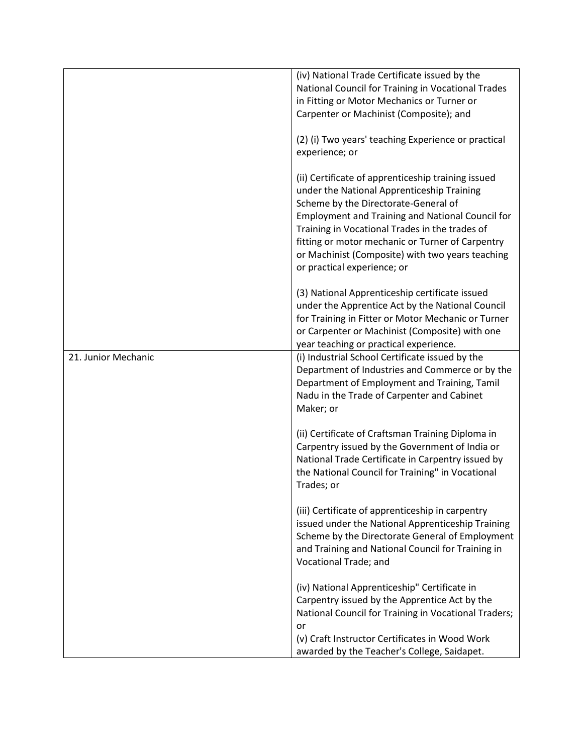| | |
|---|---|
| | (iv) National Trade Certificate issued by the National Council for Training in Vocational Trades in Fitting or Motor Mechanics or Turner or Carpenter or Machinist (Composite); and<br><br>(2) (i) Two years' teaching Experience or practical experience; or<br><br>(ii) Certificate of apprenticeship training issued under the National Apprenticeship Training Scheme by the Directorate-General of Employment and Training and National Council for Training in Vocational Trades in the trades of fitting or motor mechanic or Turner of Carpentry or Machinist (Composite) with two years teaching or practical experience; or<br><br>(3) National Apprenticeship certificate issued under the Apprentice Act by the National Council for Training in Fitter or Motor Mechanic or Turner or Carpenter or Machinist (Composite) with one year teaching or practical experience. |
| 21. Junior Mechanic | (i) Industrial School Certificate issued by the Department of Industries and Commerce or by the Department of Employment and Training, Tamil Nadu in the Trade of Carpenter and Cabinet Maker; or<br><br>(ii) Certificate of Craftsman Training Diploma in Carpentry issued by the Government of India or National Trade Certificate in Carpentry issued by the National Council for Training" in Vocational Trades; or<br><br>(iii) Certificate of apprenticeship in carpentry issued under the National Apprenticeship Training Scheme by the Directorate General of Employment and Training and National Council for Training in Vocational Trade; and<br><br>(iv) National Apprenticeship" Certificate in Carpentry issued by the Apprentice Act by the National Council for Training in Vocational Traders; or<br>(v) Craft Instructor Certificates in Wood Work awarded by the Teacher's College, Saidapet. |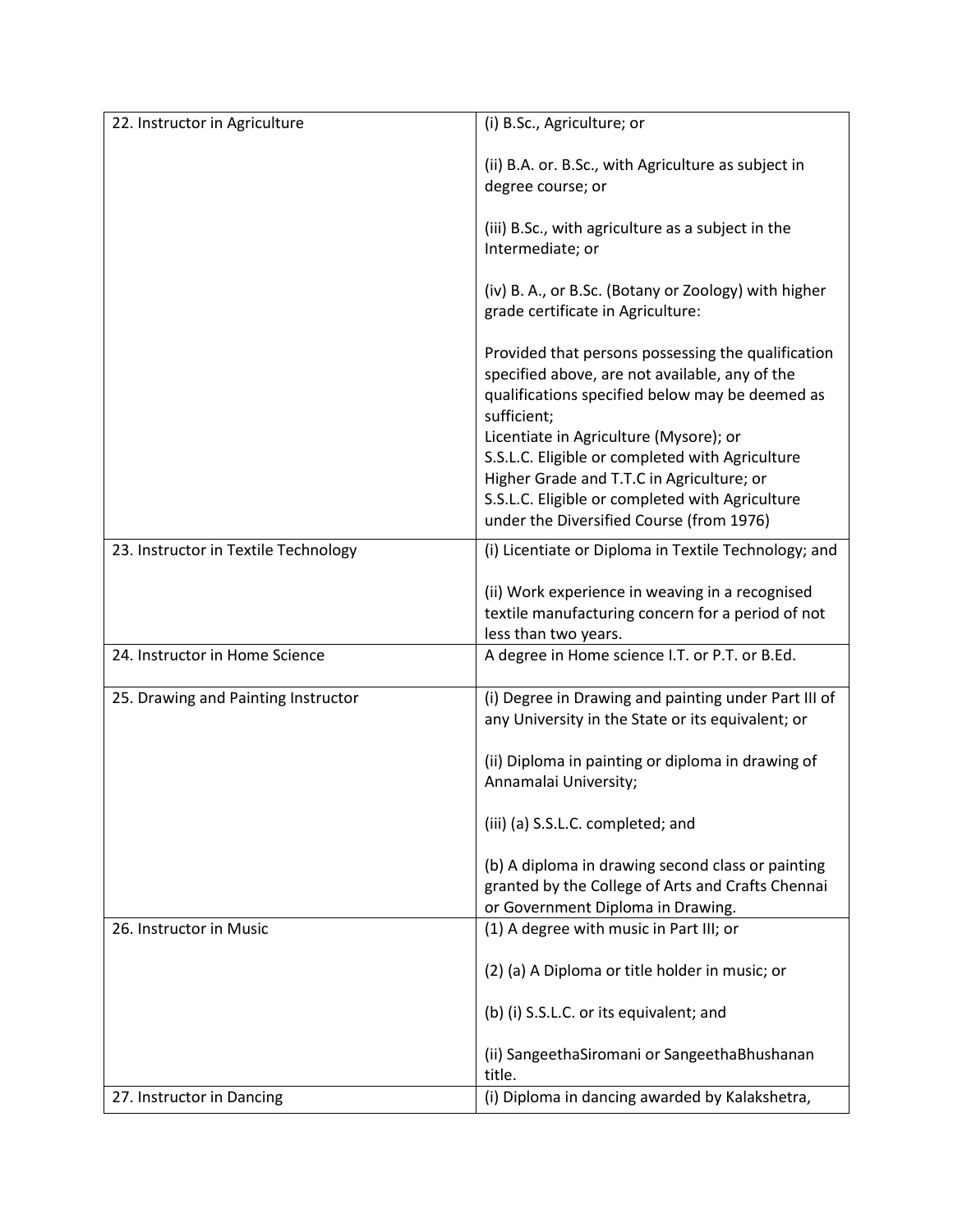| | |
|---|---|
| 22. Instructor in Agriculture | (i) B.Sc., Agriculture; or<br><br>(ii) B.A. or. B.Sc., with Agriculture as subject in degree course; or<br><br>(iii) B.Sc., with agriculture as a subject in the Intermediate; or<br><br>(iv) B. A., or B.Sc. (Botany or Zoology) with higher grade certificate in Agriculture:<br><br>Provided that persons possessing the qualification specified above, are not available, any of the qualifications specified below may be deemed as sufficient;<br>Licentiate in Agriculture (Mysore); or<br>S.S.L.C. Eligible or completed with Agriculture Higher Grade and T.T.C in Agriculture; or<br>S.S.L.C. Eligible or completed with Agriculture under the Diversified Course (from 1976) |
| 23. Instructor in Textile Technology | (i) Licentiate or Diploma in Textile Technology; and<br><br>(ii) Work experience in weaving in a recognised textile manufacturing concern for a period of not less than two years. |
| 24. Instructor in Home Science | A degree in Home science I.T. or P.T. or B.Ed. |
| 25. Drawing and Painting Instructor | (i) Degree in Drawing and painting under Part III of any University in the State or its equivalent; or<br><br>(ii) Diploma in painting or diploma in drawing of Annamalai University;<br><br>(iii) (a) S.S.L.C. completed; and<br><br>(b) A diploma in drawing second class or painting granted by the College of Arts and Crafts Chennai or Government Diploma in Drawing. |
| 26. Instructor in Music | (1) A degree with music in Part III; or<br><br>(2) (a) A Diploma or title holder in music; or<br><br>(b) (i) S.S.L.C. or its equivalent; and<br><br>(ii) SangeethaSiromani or SangeethaBhushanan title. |
| 27. Instructor in Dancing | (i) Diploma in dancing awarded by Kalakshetra, |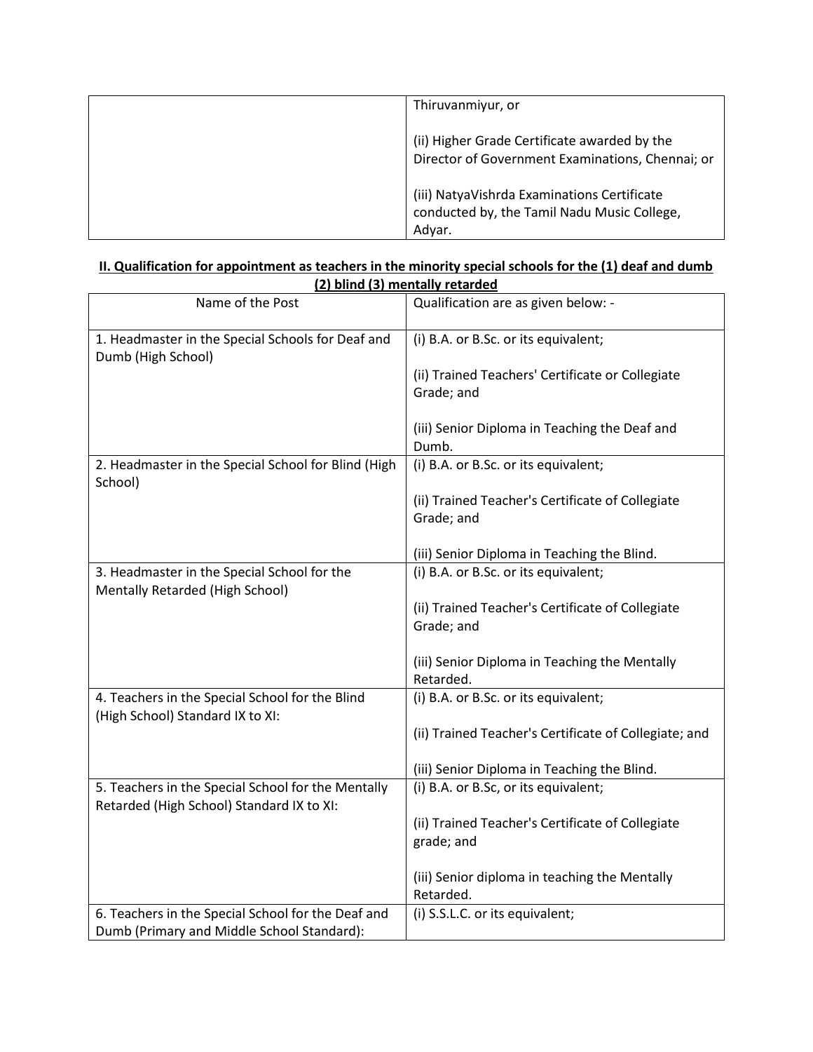| | |
|---|---|
| | Thiruvanmiyur, or<br><br>(ii) Higher Grade Certificate awarded by the Director of Government Examinations, Chennai; or<br><br>(iii) NatyaVishrda Examinations Certificate conducted by, the Tamil Nadu Music College, Adyar. |

**II. Qualification for appointment as teachers in the minority special schools for the (1) deaf and dumb (2) blind (3) mentally retarded**

| Name of the Post | Qualification are as given below: - |
|---|---|
| 1. Headmaster in the Special Schools for Deaf and Dumb (High School) | (i) B.A. or B.Sc. or its equivalent;<br><br>(ii) Trained Teachers' Certificate or Collegiate Grade; and<br><br>(iii) Senior Diploma in Teaching the Deaf and Dumb. |
| 2. Headmaster in the Special School for Blind (High School) | (i) B.A. or B.Sc. or its equivalent;<br><br>(ii) Trained Teacher's Certificate of Collegiate Grade; and<br><br>(iii) Senior Diploma in Teaching the Blind. |
| 3. Headmaster in the Special School for the Mentally Retarded (High School) | (i) B.A. or B.Sc. or its equivalent;<br><br>(ii) Trained Teacher's Certificate of Collegiate Grade; and<br><br>(iii) Senior Diploma in Teaching the Mentally Retarded. |
| 4. Teachers in the Special School for the Blind (High School) Standard IX to XI: | (i) B.A. or B.Sc. or its equivalent;<br><br>(ii) Trained Teacher's Certificate of Collegiate; and<br><br>(iii) Senior Diploma in Teaching the Blind. |
| 5. Teachers in the Special School for the Mentally Retarded (High School) Standard IX to XI: | (i) B.A. or B.Sc, or its equivalent;<br><br>(ii) Trained Teacher's Certificate of Collegiate grade; and<br><br>(iii) Senior diploma in teaching the Mentally Retarded. |
| 6. Teachers in the Special School for the Deaf and Dumb (Primary and Middle School Standard): | (i) S.S.L.C. or its equivalent; |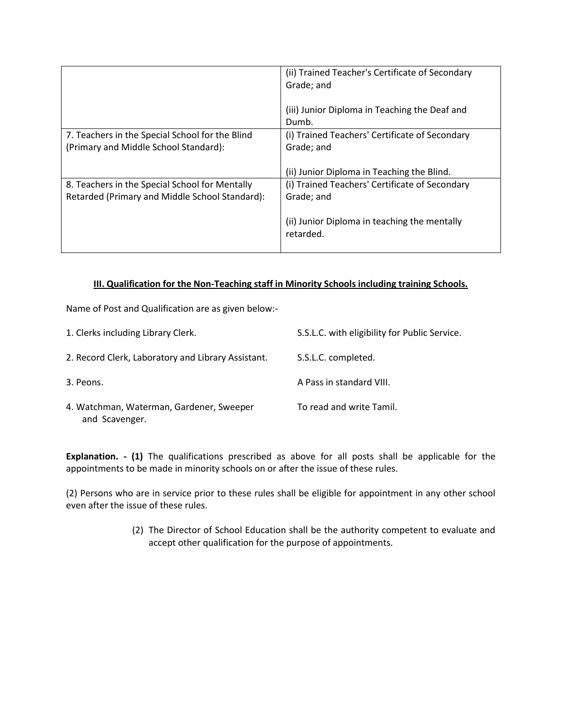| | |
|---|---|
| | (ii) Trained Teacher's Certificate of Secondary Grade; and<br><br>(iii) Junior Diploma in Teaching the Deaf and Dumb. |
| 7. Teachers in the Special School for the Blind (Primary and Middle School Standard): | (i) Trained Teachers' Certificate of Secondary Grade; and<br><br>(ii) Junior Diploma in Teaching the Blind. |
| 8. Teachers in the Special School for Mentally Retarded (Primary and Middle School Standard): | (i) Trained Teachers' Certificate of Secondary Grade; and<br><br>(ii) Junior Diploma in teaching the mentally retarded. |

**III. Qualification for the Non-Teaching staff in Minority Schools including training Schools.**

Name of Post and Qualification are as given below:-

| Name of Post | Qualification |
|---|---|
| 1. Clerks including Library Clerk. | S.S.L.C. with eligibility for Public Service. |
| 2. Record Clerk, Laboratory and Library Assistant. | S.S.L.C. completed. |
| 3. Peons. | A Pass in standard VIII. |
| 4. Watchman, Waterman, Gardener, Sweeper and Scavenger. | To read and write Tamil. |

**Explanation. - (1)** The qualifications prescribed as above for all posts shall be applicable for the appointments to be made in minority schools on or after the issue of these rules.

(2) Persons who are in service prior to these rules shall be eligible for appointment in any other school even after the issue of these rules.

(2) The Director of School Education shall be the authority competent to evaluate and accept other qualification for the purpose of appointments.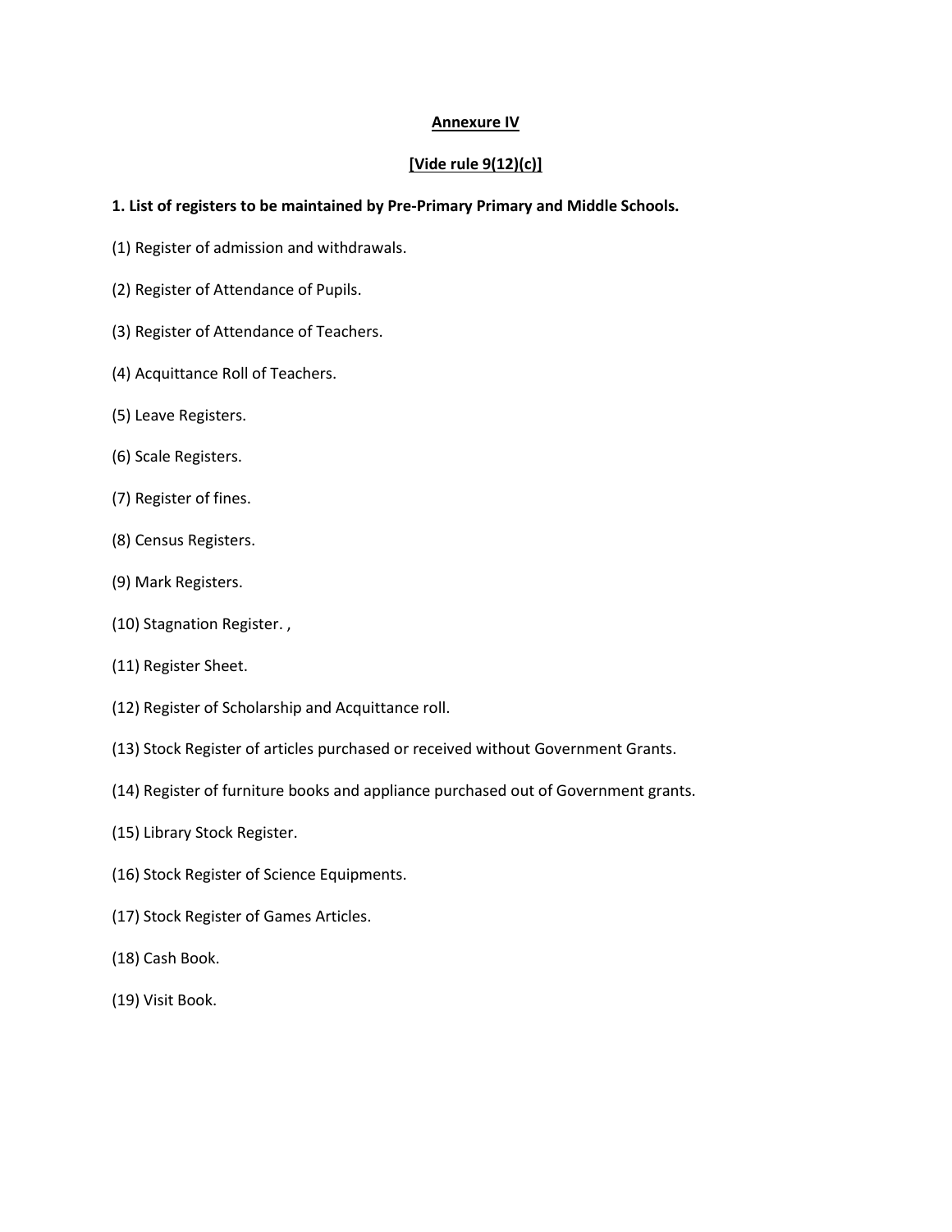## Annexure IV

## [Vide rule 9(12)(c)]

**1. List of registers to be maintained by Pre-Primary Primary and Middle Schools.**

(1) Register of admission and withdrawals.

(2) Register of Attendance of Pupils.

(3) Register of Attendance of Teachers.

(4) Acquittance Roll of Teachers.

(5) Leave Registers.

(6) Scale Registers.

(7) Register of fines.

(8) Census Registers.

(9) Mark Registers.

(10) Stagnation Register. ,

(11) Register Sheet.

(12) Register of Scholarship and Acquittance roll.

(13) Stock Register of articles purchased or received without Government Grants.

(14) Register of furniture books and appliance purchased out of Government grants.

(15) Library Stock Register.

(16) Stock Register of Science Equipments.

(17) Stock Register of Games Articles.

(18) Cash Book.

(19) Visit Book.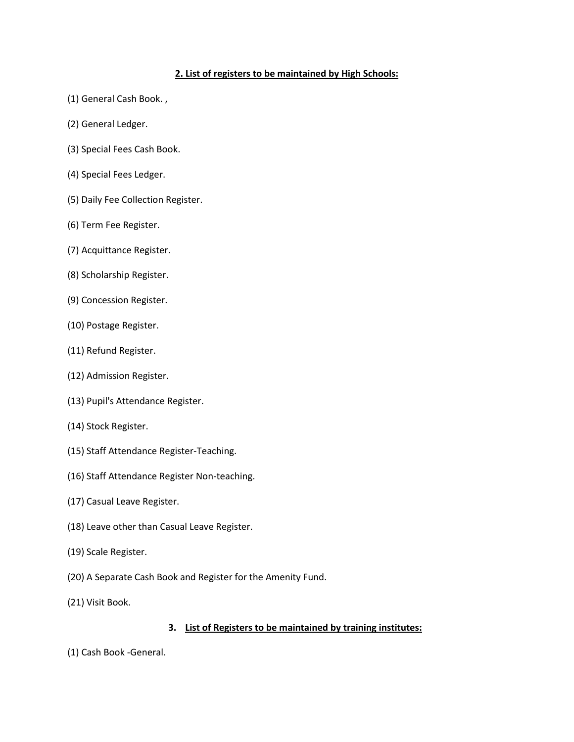## 2. List of registers to be maintained by High Schools:

(1) General Cash Book. ,

(2) General Ledger.

(3) Special Fees Cash Book.

(4) Special Fees Ledger.

(5) Daily Fee Collection Register.

(6) Term Fee Register.

(7) Acquittance Register.

(8) Scholarship Register.

(9) Concession Register.

(10) Postage Register.

(11) Refund Register.

(12) Admission Register.

(13) Pupil's Attendance Register.

(14) Stock Register.

(15) Staff Attendance Register-Teaching.

(16) Staff Attendance Register Non-teaching.

(17) Casual Leave Register.

(18) Leave other than Casual Leave Register.

(19) Scale Register.

(20) A Separate Cash Book and Register for the Amenity Fund.

(21) Visit Book.

## 3. List of Registers to be maintained by training institutes:

(1) Cash Book -General.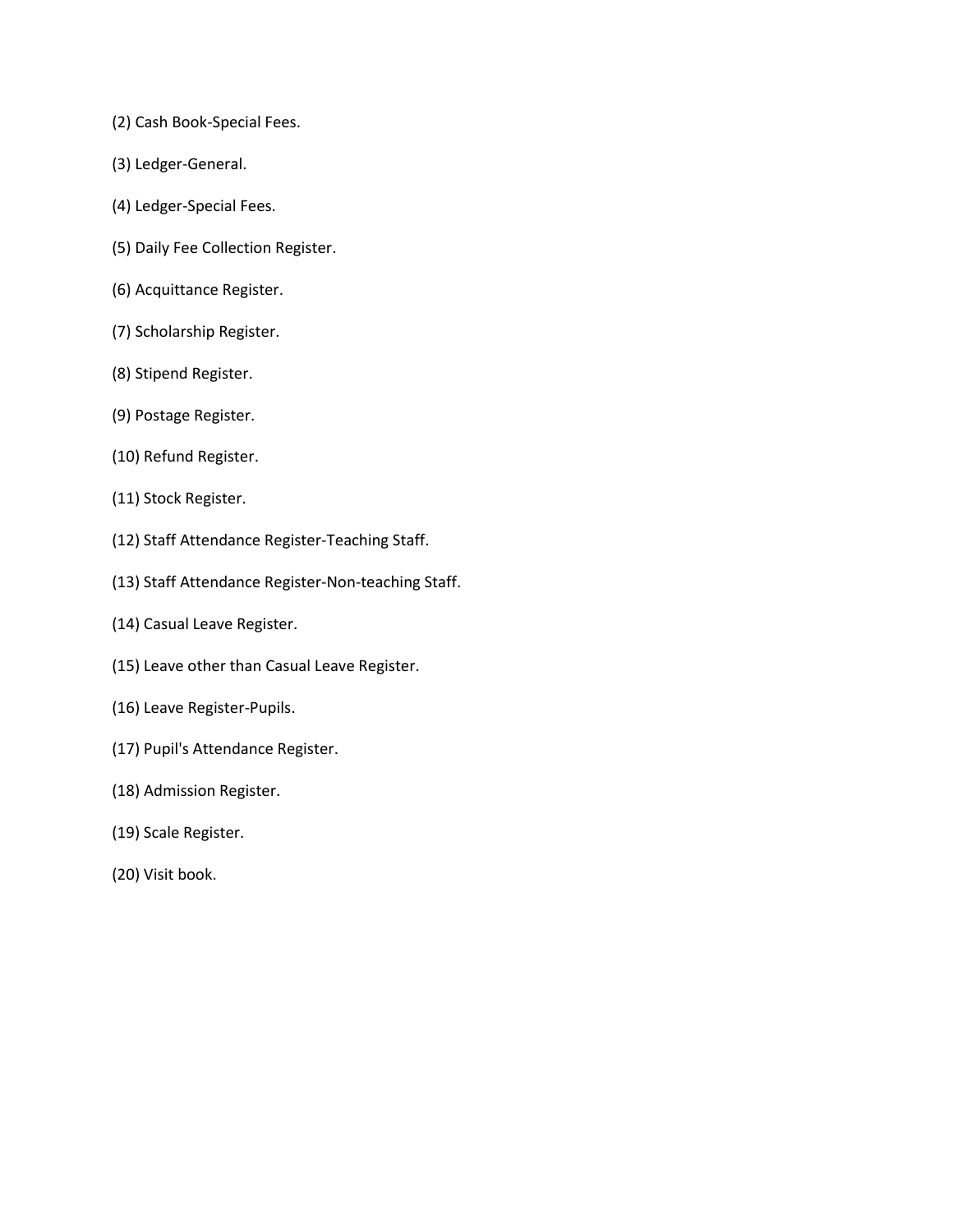(2) Cash Book-Special Fees.

(3) Ledger-General.

(4) Ledger-Special Fees.

(5) Daily Fee Collection Register.

(6) Acquittance Register.

(7) Scholarship Register.

(8) Stipend Register.

(9) Postage Register.

(10) Refund Register.

(11) Stock Register.

(12) Staff Attendance Register-Teaching Staff.

(13) Staff Attendance Register-Non-teaching Staff.

(14) Casual Leave Register.

(15) Leave other than Casual Leave Register.

(16) Leave Register-Pupils.

(17) Pupil's Attendance Register.

(18) Admission Register.

(19) Scale Register.

(20) Visit book.